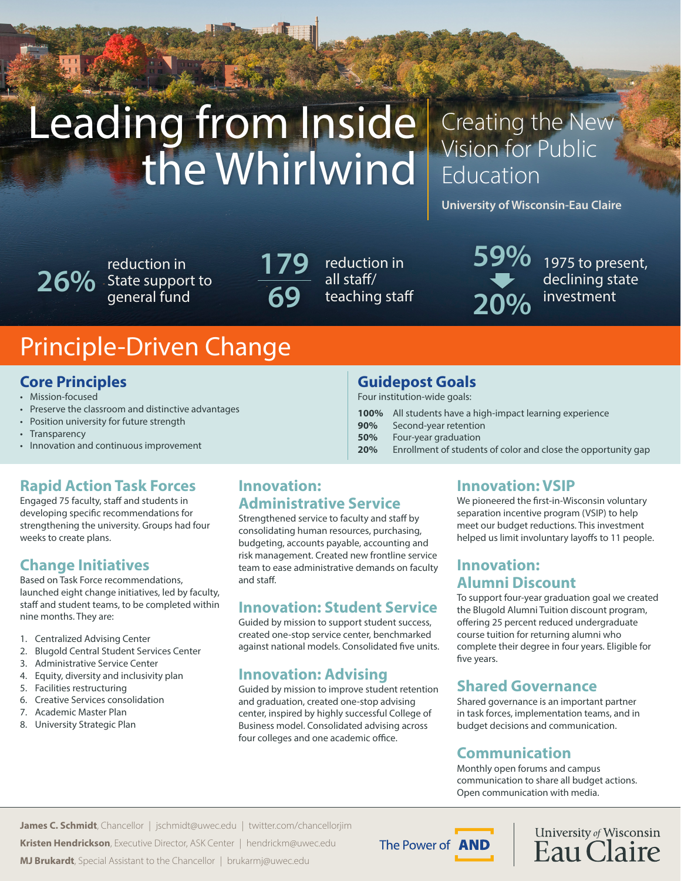# Leading from Inside the Whirlwind

## Creating the New Vision for Public Education

**University of Wisconsin-Eau Claire**

**26%** reduction in State support to general fund

**179 / 69** reduction in all staff/ teaching staff

**59% → 20%** 1975 to present, declining state investment

## Principle-Driven Change

### Core Principles

- Mission-focused
- Preserve the classroom and distinctive advantages
- Position university for future strength
- Transparency
- Innovation and continuous improvement

### Guidepost Goals

Four institution-wide goals:

| | |
|---|---|
| **100%** | All students have a high-impact learning experience |
| **90%** | Second-year retention |
| **50%** | Four-year graduation |
| **20%** | Enrollment of students of color and close the opportunity gap |

### Rapid Action Task Forces

Engaged 75 faculty, staff and students in developing specific recommendations for strengthening the university. Groups had four weeks to create plans.

### Change Initiatives

Based on Task Force recommendations, launched eight change initiatives, led by faculty, staff and student teams, to be completed within nine months. They are:

1. Centralized Advising Center
2. Blugold Central Student Services Center
3. Administrative Service Center
4. Equity, diversity and inclusivity plan
5. Facilities restructuring
6. Creative Services consolidation
7. Academic Master Plan
8. University Strategic Plan

### Innovation: Administrative Service

Strengthened service to faculty and staff by consolidating human resources, purchasing, budgeting, accounts payable, accounting and risk management. Created new frontline service team to ease administrative demands on faculty and staff.

### Innovation: Student Service

Guided by mission to support student success, created one-stop service center, benchmarked against national models. Consolidated five units.

### Innovation: Advising

Guided by mission to improve student retention and graduation, created one-stop advising center, inspired by highly successful College of Business model. Consolidated advising across four colleges and one academic office.

### Innovation: VSIP

We pioneered the first-in-Wisconsin voluntary separation incentive program (VSIP) to help meet our budget reductions. This investment helped us limit involuntary layoffs to 11 people.

### Innovation: Alumni Discount

To support four-year graduation goal we created the Blugold Alumni Tuition discount program, offering 25 percent reduced undergraduate course tuition for returning alumni who complete their degree in four years. Eligible for five years.

### Shared Governance

Shared governance is an important partner in task forces, implementation teams, and in budget decisions and communication.

### Communication

Monthly open forums and campus communication to share all budget actions. Open communication with media.

**James C. Schmidt**, Chancellor | jschmidt@uwec.edu | twitter.com/chancellorjim

**Kristen Hendrickson**, Executive Director, ASK Center | hendrickm@uwec.edu

**MJ Brukardt**, Special Assistant to the Chancellor | brukarmj@uwec.edu

The Power of AND

University of Wisconsin Eau Claire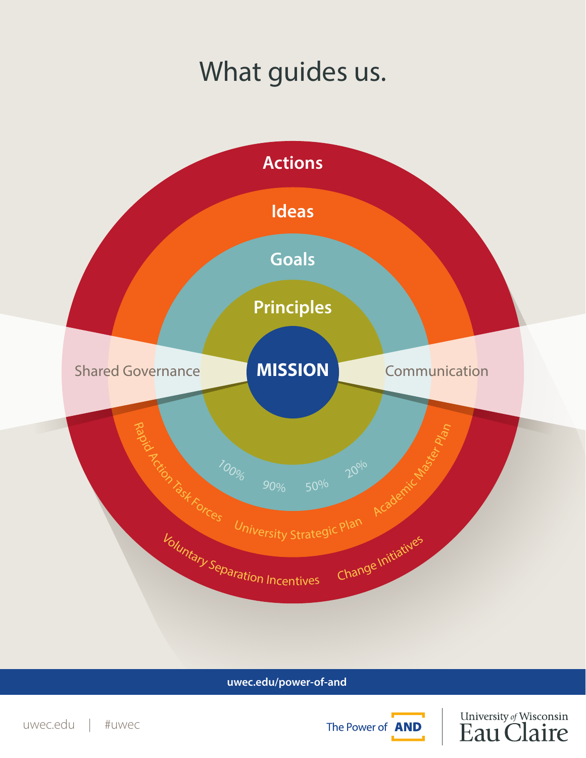# What guides us.

Actions

Ideas

Goals

Principles

MISSION

Shared Governance

Communication

100%

90%

50%

20%

Rapid Action Task Forces

University Strategic Plan

Academic Master Plan

Voluntary Separation Incentives

Change Initiatives

uwec.edu/power-of-and

uwec.edu | #uwec

The Power of AND

University of Wisconsin Eau Claire